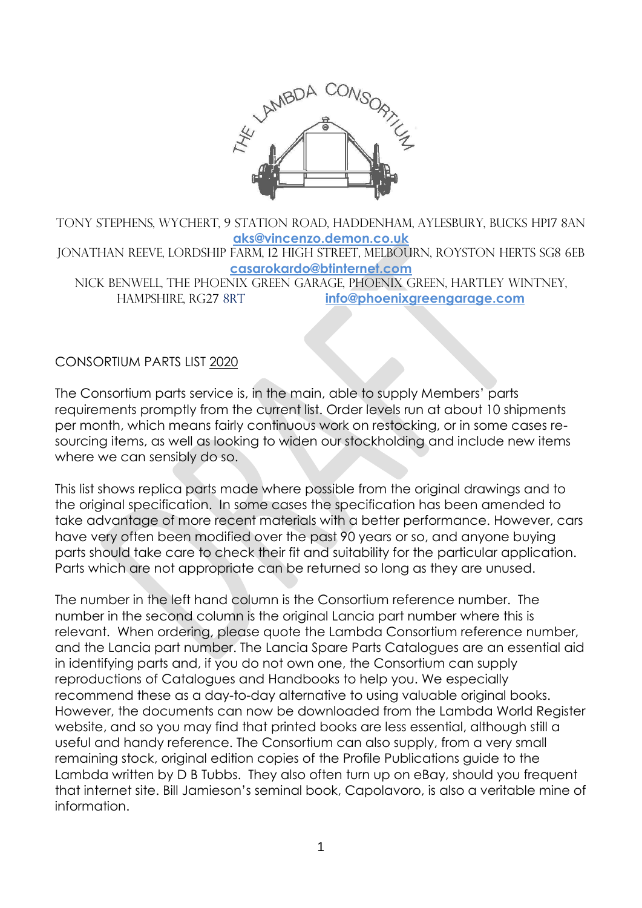THE LAMBDA CONSORTIUM

TONY STEPHENS, WYCHERT, 9 STATION ROAD, HADDENHAM, AYLESBURY, BUCKS HP17 8AN
**aks@vincenzo.demon.co.uk**
JONATHAN REEVE, LORDSHIP FARM, 12 HIGH STREET, MELBOURN, ROYSTON HERTS SG8 6EB
**casarokardo@btinternet.com**
NICK BENWELL, THE PHOENIX GREEN GARAGE, PHOENIX GREEN, HARTLEY WINTNEY, HAMPSHIRE, RG27 8RT **info@phoenixgreengarage.com**

CONSORTIUM PARTS LIST 2020

The Consortium parts service is, in the main, able to supply Members' parts requirements promptly from the current list. Order levels run at about 10 shipments per month, which means fairly continuous work on restocking, or in some cases re-sourcing items, as well as looking to widen our stockholding and include new items where we can sensibly do so.

This list shows replica parts made where possible from the original drawings and to the original specification. In some cases the specification has been amended to take advantage of more recent materials with a better performance. However, cars have very often been modified over the past 90 years or so, and anyone buying parts should take care to check their fit and suitability for the particular application. Parts which are not appropriate can be returned so long as they are unused.

The number in the left hand column is the Consortium reference number. The number in the second column is the original Lancia part number where this is relevant. When ordering, please quote the Lambda Consortium reference number, and the Lancia part number. The Lancia Spare Parts Catalogues are an essential aid in identifying parts and, if you do not own one, the Consortium can supply reproductions of Catalogues and Handbooks to help you. We especially recommend these as a day-to-day alternative to using valuable original books. However, the documents can now be downloaded from the Lambda World Register website, and so you may find that printed books are less essential, although still a useful and handy reference. The Consortium can also supply, from a very small remaining stock, original edition copies of the Profile Publications guide to the Lambda written by D B Tubbs. They also often turn up on eBay, should you frequent that internet site. Bill Jamieson's seminal book, Capolavoro, is also a veritable mine of information.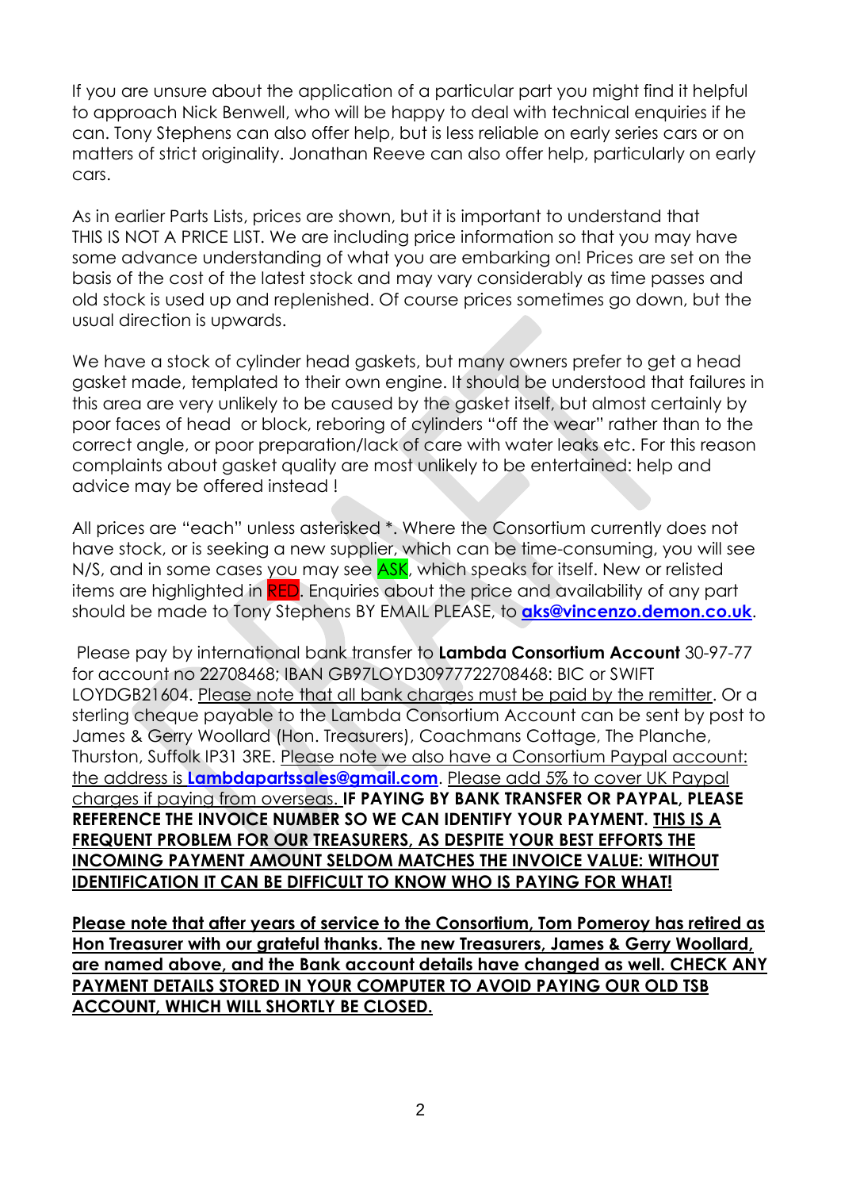If you are unsure about the application of a particular part you might find it helpful to approach Nick Benwell, who will be happy to deal with technical enquiries if he can. Tony Stephens can also offer help, but is less reliable on early series cars or on matters of strict originality. Jonathan Reeve can also offer help, particularly on early cars.

As in earlier Parts Lists, prices are shown, but it is important to understand that THIS IS NOT A PRICE LIST. We are including price information so that you may have some advance understanding of what you are embarking on! Prices are set on the basis of the cost of the latest stock and may vary considerably as time passes and old stock is used up and replenished. Of course prices sometimes go down, but the usual direction is upwards.

We have a stock of cylinder head gaskets, but many owners prefer to get a head gasket made, templated to their own engine. It should be understood that failures in this area are very unlikely to be caused by the gasket itself, but almost certainly by poor faces of head or block, reboring of cylinders "off the wear" rather than to the correct angle, or poor preparation/lack of care with water leaks etc. For this reason complaints about gasket quality are most unlikely to be entertained: help and advice may be offered instead !

All prices are "each" unless asterisked *. Where the Consortium currently does not have stock, or is seeking a new supplier, which can be time-consuming, you will see N/S, and in some cases you may see ASK, which speaks for itself. New or relisted items are highlighted in RED. Enquiries about the price and availability of any part should be made to Tony Stephens BY EMAIL PLEASE, to **aks@vincenzo.demon.co.uk**.

Please pay by international bank transfer to **Lambda Consortium Account** 30-97-77 for account no 22708468; IBAN GB97LOYD30977722708468: BIC or SWIFT LOYDGB21604. Please note that all bank charges must be paid by the remitter. Or a sterling cheque payable to the Lambda Consortium Account can be sent by post to James & Gerry Woollard (Hon. Treasurers), Coachmans Cottage, The Planche, Thurston, Suffolk IP31 3RE. Please note we also have a Consortium Paypal account: the address is **Lambdapartssales@gmail.com**. Please add 5% to cover UK Paypal charges if paying from overseas. **IF PAYING BY BANK TRANSFER OR PAYPAL, PLEASE REFERENCE THE INVOICE NUMBER SO WE CAN IDENTIFY YOUR PAYMENT. THIS IS A FREQUENT PROBLEM FOR OUR TREASURERS, AS DESPITE YOUR BEST EFFORTS THE INCOMING PAYMENT AMOUNT SELDOM MATCHES THE INVOICE VALUE: WITHOUT IDENTIFICATION IT CAN BE DIFFICULT TO KNOW WHO IS PAYING FOR WHAT!**

**Please note that after years of service to the Consortium, Tom Pomeroy has retired as Hon Treasurer with our grateful thanks. The new Treasurers, James & Gerry Woollard, are named above, and the Bank account details have changed as well. CHECK ANY PAYMENT DETAILS STORED IN YOUR COMPUTER TO AVOID PAYING OUR OLD TSB ACCOUNT, WHICH WILL SHORTLY BE CLOSED.**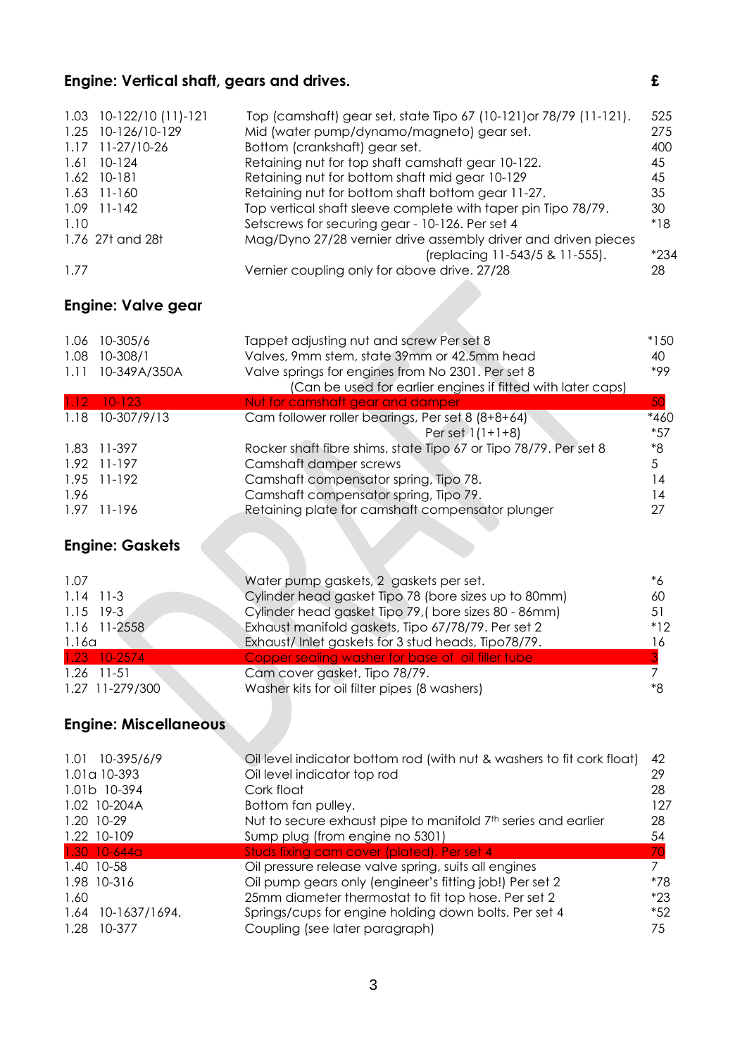## Engine: Vertical shaft, gears and drives.

| | | | £ |
|---|---|---|---|
| 1.03 | 10-122/10 (11)-121 | Top (camshaft) gear set, state Tipo 67 (10-121)or 78/79 (11-121). | 525 |
| 1.25 | 10-126/10-129 | Mid (water pump/dynamo/magneto) gear set. | 275 |
| 1.17 | 11-27/10-26 | Bottom (crankshaft) gear set. | 400 |
| 1.61 | 10-124 | Retaining nut for top shaft camshaft gear 10-122. | 45 |
| 1.62 | 10-181 | Retaining nut for bottom shaft mid gear 10-129 | 45 |
| 1.63 | 11-160 | Retaining nut for bottom shaft bottom gear 11-27. | 35 |
| 1.09 | 11-142 | Top vertical shaft sleeve complete with taper pin Tipo 78/79. | 30 |
| 1.10 | | Setscrews for securing gear - 10-126. Per set 4 | *18 |
| 1.76 | 27t and 28t | Mag/Dyno 27/28 vernier drive assembly driver and driven pieces (replacing 11-543/5 & 11-555). | *234 |
| 1.77 | | Vernier coupling only for above drive. 27/28 | 28 |

## Engine: Valve gear

| | | | |
|---|---|---|---|
| 1.06 | 10-305/6 | Tappet adjusting nut and screw Per set 8 | *150 |
| 1.08 | 10-308/1 | Valves, 9mm stem, state 39mm or 42.5mm head | 40 |
| 1.11 | 10-349A/350A | Valve springs for engines from No 2301. Per set 8 (Can be used for earlier engines if fitted with later caps) | *99 |
| 1.12 | 10-123 | Nut for camshaft gear and damper | 50 |
| 1.18 | 10-307/9/13 | Cam follower roller bearings, Per set 8 (8+8+64) | *460 |
| | | Per set 1(1+1+8) | *57 |
| 1.83 | 11-397 | Rocker shaft fibre shims, state Tipo 67 or Tipo 78/79. Per set 8 | *8 |
| 1.92 | 11-197 | Camshaft damper screws | 5 |
| 1.95 | 11-192 | Camshaft compensator spring, Tipo 78. | 14 |
| 1.96 | | Camshaft compensator spring, Tipo 79. | 14 |
| 1.97 | 11-196 | Retaining plate for camshaft compensator plunger | 27 |

## Engine: Gaskets

| | | | |
|---|---|---|---|
| 1.07 | | Water pump gaskets, 2 gaskets per set. | *6 |
| 1.14 | 11-3 | Cylinder head gasket Tipo 78 (bore sizes up to 80mm) | 60 |
| 1.15 | 19-3 | Cylinder head gasket Tipo 79,( bore sizes 80 - 86mm) | 51 |
| 1.16 | 11-2558 | Exhaust manifold gaskets, Tipo 67/78/79. Per set 2 | *12 |
| 1.16a | | Exhaust/ Inlet gaskets for 3 stud heads, Tipo78/79. | 16 |
| 1.23 | 10-2574 | Copper sealing washer for base of oil filler tube | 3 |
| 1.26 | 11-51 | Cam cover gasket, Tipo 78/79. | 7 |
| 1.27 | 11-279/300 | Washer kits for oil filter pipes (8 washers) | *8 |

## Engine: Miscellaneous

| | | | |
|---|---|---|---|
| 1.01 | 10-395/6/9 | Oil level indicator bottom rod (with nut & washers to fit cork float) | 42 |
| 1.01a | 10-393 | Oil level indicator top rod | 29 |
| 1.01b | 10-394 | Cork float | 28 |
| 1.02 | 10-204A | Bottom fan pulley. | 127 |
| 1.20 | 10-29 | Nut to secure exhaust pipe to manifold 7th series and earlier | 28 |
| 1.22 | 10-109 | Sump plug (from engine no 5301) | 54 |
| 1.30 | 10-644a | Studs fixing cam cover (plated). Per set 4 | 70 |
| 1.40 | 10-58 | Oil pressure release valve spring, suits all engines | 7 |
| 1.98 | 10-316 | Oil pump gears only (engineer's fitting job!) Per set 2 | *78 |
| 1.60 | | 25mm diameter thermostat to fit top hose. Per set 2 | *23 |
| 1.64 | 10-1637/1694. | Springs/cups for engine holding down bolts. Per set 4 | *52 |
| 1.28 | 10-377 | Coupling (see later paragraph) | 75 |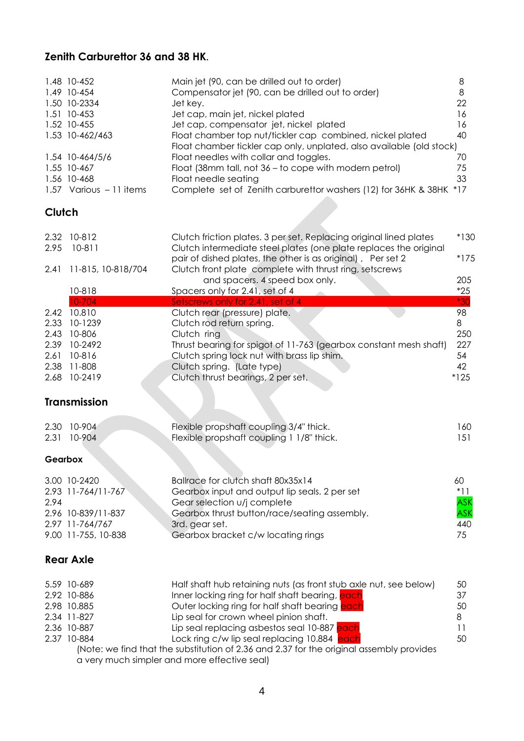## Zenith Carburettor 36 and 38 HK.

| | | | |
|---|---|---|---|
| 1.48 | 10-452 | Main jet (90, can be drilled out to order) | 8 |
| 1.49 | 10-454 | Compensator jet (90, can be drilled out to order) | 8 |
| 1.50 | 10-2334 | Jet key. | 22 |
| 1.51 | 10-453 | Jet cap, main jet, nickel plated | 16 |
| 1.52 | 10-455 | Jet cap, compensator jet, nickel plated | 16 |
| 1.53 | 10-462/463 | Float chamber top nut/tickler cap combined, nickel plated | 40 |
| | | Float chamber tickler cap only, unplated, also available (old stock) | |
| 1.54 | 10-464/5/6 | Float needles with collar and toggles. | 70 |
| 1.55 | 10-467 | Float (38mm tall, not 36 – to cope with modern petrol) | 75 |
| 1.56 | 10-468 | Float needle seating | 33 |
| 1.57 | Various – 11 items | Complete set of Zenith carburettor washers (12) for 36HK & 38HK | *17 |

## Clutch

| | | | |
|---|---|---|---|
| 2.32 | 10-812 | Clutch friction plates. 3 per set. Replacing original lined plates | *130 |
| 2.95 | 10-811 | Clutch intermediate steel plates (one plate replaces the original pair of dished plates, the other is as original) , Per set 2 | *175 |
| 2.41 | 11-815, 10-818/704 | Clutch front plate complete with thrust ring, setscrews and spacers. 4 speed box only. | 205 |
| | 10-818 | Spacers only for 2.41, set of 4 | *25 |
| | 10-704 | Setscrews only for 2.41, set of 4 | *30 |
| 2.42 | 10.810 | Clutch rear (pressure) plate. | 98 |
| 2.33 | 10-1239 | Clutch rod return spring. | 8 |
| 2.43 | 10-806 | Clutch ring | 250 |
| 2.39 | 10-2492 | Thrust bearing for spigot of 11-763 (gearbox constant mesh shaft) | 227 |
| 2.61 | 10-816 | Clutch spring lock nut with brass lip shim. | 54 |
| 2.38 | 11-808 | Clutch spring. (Late type) | 42 |
| 2.68 | 10-2419 | Clutch thrust bearings, 2 per set. | *125 |

## Transmission

| | | | |
|---|---|---|---|
| 2.30 | 10-904 | Flexible propshaft coupling 3/4" thick. | 160 |
| 2.31 | 10-904 | Flexible propshaft coupling 1 1/8" thick. | 151 |

### Gearbox

| | | | |
|---|---|---|---|
| 3.00 | 10-2420 | Ballrace for clutch shaft 80x35x14 | 60 |
| 2.93 | 11-764/11-767 | Gearbox input and output lip seals. 2 per set | *11 |
| 2.94 | | Gear selection u/j complete | ASK |
| 2.96 | 10-839/11-837 | Gearbox thrust button/race/seating assembly. | ASK |
| 2.97 | 11-764/767 | 3rd. gear set. | 440 |
| 9.00 | 11-755, 10-838 | Gearbox bracket c/w locating rings | 75 |

## Rear Axle

| | | | |
|---|---|---|---|
| 5.59 | 10-689 | Half shaft hub retaining nuts (as front stub axle nut, see below) | 50 |
| 2.92 | 10-886 | Inner locking ring for half shaft bearing, each | 37 |
| 2.98 | 10.885 | Outer locking ring for half shaft bearing each | 50 |
| 2.34 | 11-827 | Lip seal for crown wheel pinion shaft. | 8 |
| 2.36 | 10-887 | Lip seal replacing asbestos seal 10-887 each | 11 |
| 2.37 | 10-884 | Lock ring c/w lip seal replacing 10.884 each | 50 |

(Note: we find that the substitution of 2.36 and 2.37 for the original assembly provides a very much simpler and more effective seal)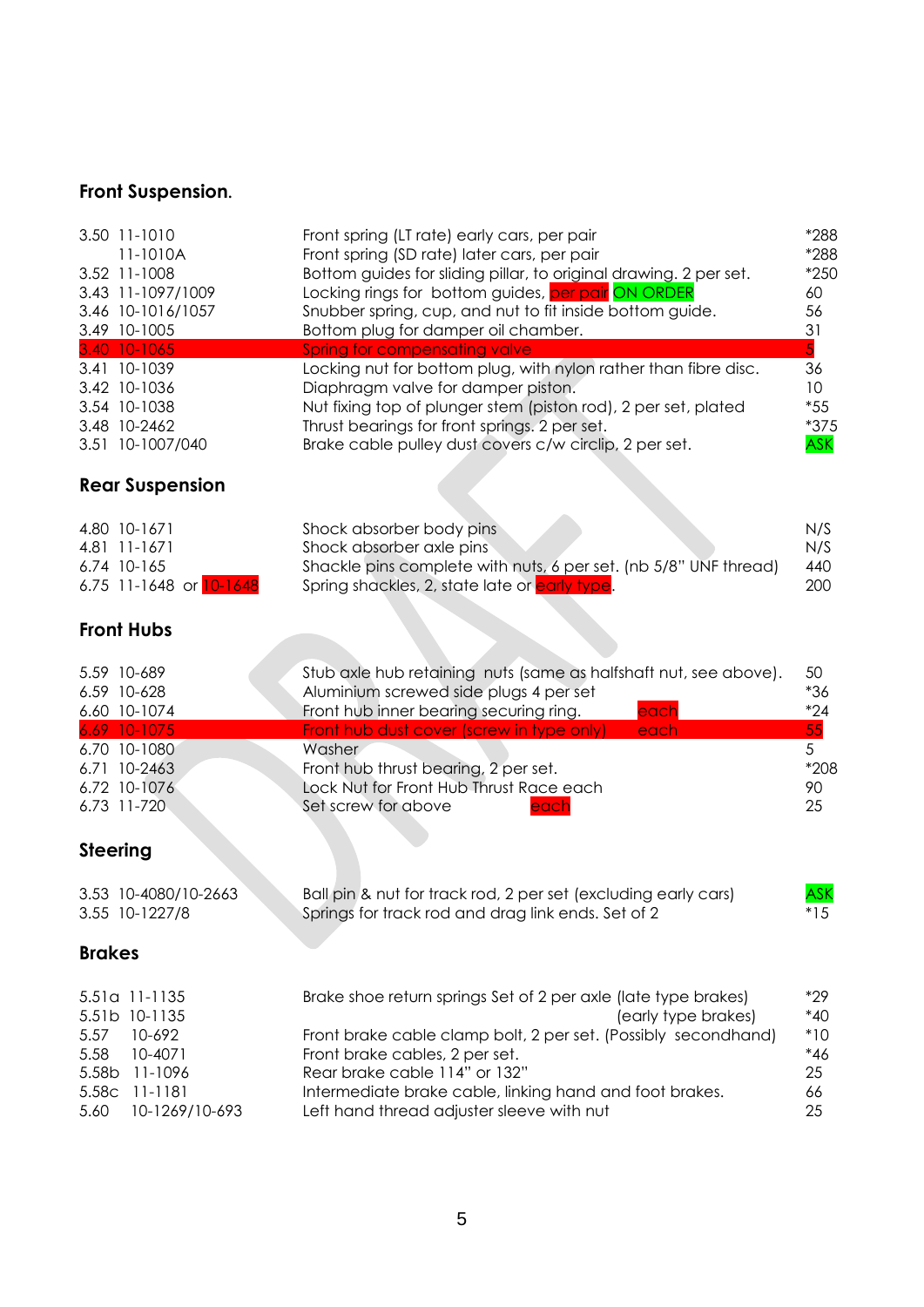## Front Suspension.

| | | | |
|---|---|---|---|
| 3.50 | 11-1010 | Front spring (LT rate) early cars, per pair | *288 |
| | 11-1010A | Front spring (SD rate) later cars, per pair | *288 |
| 3.52 | 11-1008 | Bottom guides for sliding pillar, to original drawing. 2 per set. | *250 |
| 3.43 | 11-1097/1009 | Locking rings for bottom guides, per pair ON ORDER | 60 |
| 3.46 | 10-1016/1057 | Snubber spring, cup, and nut to fit inside bottom guide. | 56 |
| 3.49 | 10-1005 | Bottom plug for damper oil chamber. | 31 |
| 3.40 | 10-1065 | Spring for compensating valve | 5 |
| 3.41 | 10-1039 | Locking nut for bottom plug, with nylon rather than fibre disc. | 36 |
| 3.42 | 10-1036 | Diaphragm valve for damper piston. | 10 |
| 3.54 | 10-1038 | Nut fixing top of plunger stem (piston rod), 2 per set, plated | *55 |
| 3.48 | 10-2462 | Thrust bearings for front springs. 2 per set. | *375 |
| 3.51 | 10-1007/040 | Brake cable pulley dust covers c/w circlip, 2 per set. | ASK |

## Rear Suspension

| | | | |
|---|---|---|---|
| 4.80 | 10-1671 | Shock absorber body pins | N/S |
| 4.81 | 11-1671 | Shock absorber axle pins | N/S |
| 6.74 | 10-165 | Shackle pins complete with nuts, 6 per set. (nb 5/8" UNF thread) | 440 |
| 6.75 | 11-1648 or 10-1648 | Spring shackles, 2, state late or early type. | 200 |

## Front Hubs

| | | | |
|---|---|---|---|
| 5.59 | 10-689 | Stub axle hub retaining nuts (same as halfshaft nut, see above). | 50 |
| 6.59 | 10-628 | Aluminium screwed side plugs 4 per set | *36 |
| 6.60 | 10-1074 | Front hub inner bearing securing ring. each | *24 |
| 6.69 | 10-1075 | Front hub dust cover (screw in type only) each | 55 |
| 6.70 | 10-1080 | Washer | 5 |
| 6.71 | 10-2463 | Front hub thrust bearing, 2 per set. | *208 |
| 6.72 | 10-1076 | Lock Nut for Front Hub Thrust Race each | 90 |
| 6.73 | 11-720 | Set screw for above each | 25 |

## Steering

| | | | |
|---|---|---|---|
| 3.53 | 10-4080/10-2663 | Ball pin & nut for track rod, 2 per set (excluding early cars) | ASK |
| 3.55 | 10-1227/8 | Springs for track rod and drag link ends. Set of 2 | *15 |

## Brakes

| | | | |
|---|---|---|---|
| 5.51a | 11-1135 | Brake shoe return springs Set of 2 per axle (late type brakes) | *29 |
| 5.51b | 10-1135 | (early type brakes) | *40 |
| 5.57 | 10-692 | Front brake cable clamp bolt, 2 per set. (Possibly secondhand) | *10 |
| 5.58 | 10-4071 | Front brake cables, 2 per set. | *46 |
| 5.58b | 11-1096 | Rear brake cable 114" or 132" | 25 |
| 5.58c | 11-1181 | Intermediate brake cable, linking hand and foot brakes. | 66 |
| 5.60 | 10-1269/10-693 | Left hand thread adjuster sleeve with nut | 25 |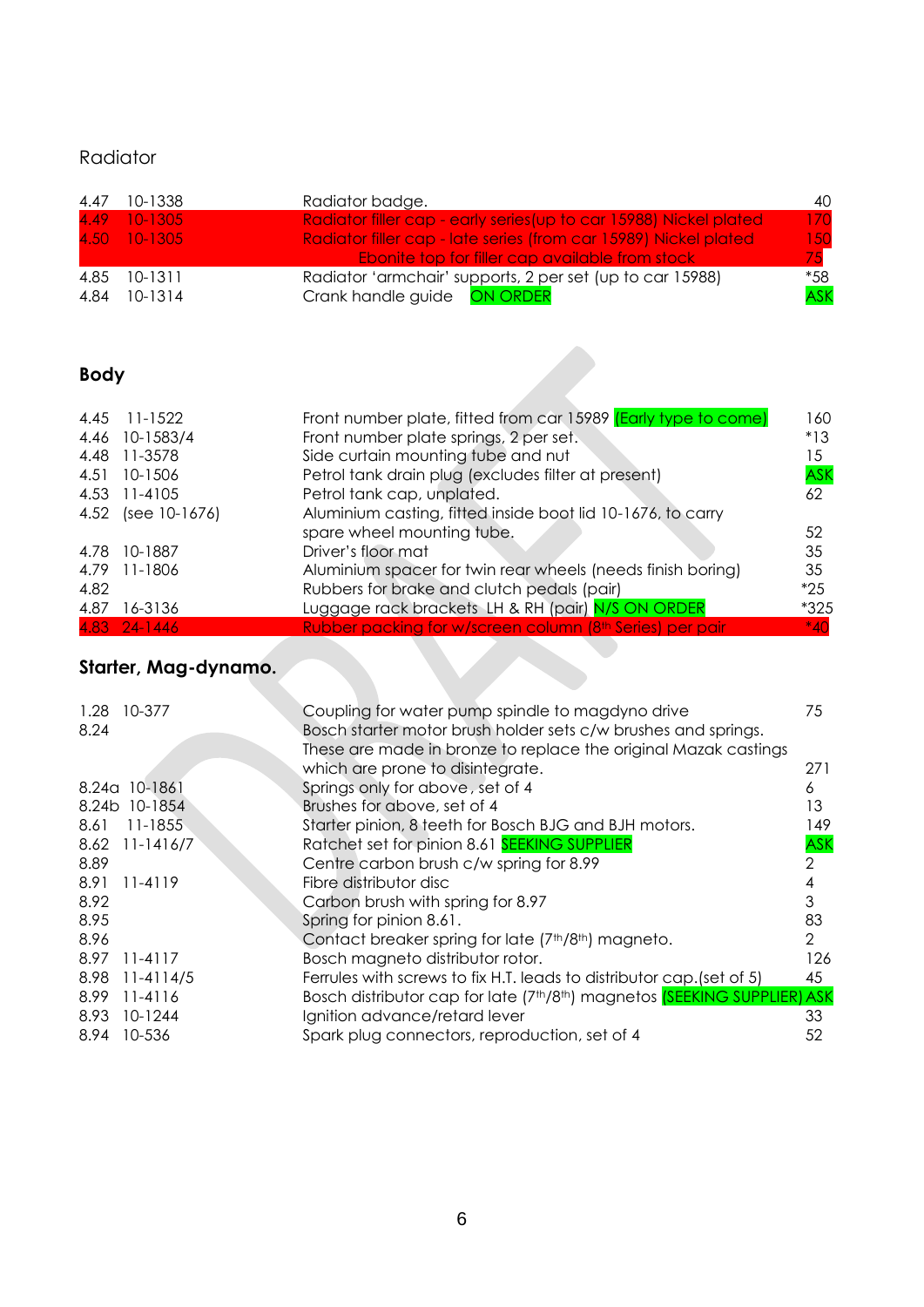## Radiator

| | | | |
|---|---|---|---|
| 4.47 | 10-1338 | Radiator badge. | 40 |
| 4.49 | 10-1305 | Radiator filler cap - early series(up to car 15988) Nickel plated | 170 |
| 4.50 | 10-1305 | Radiator filler cap - late series (from car 15989) Nickel plated | 150 |
| | | Ebonite top for filler cap available from stock | 75 |
| 4.85 | 10-1311 | Radiator 'armchair' supports, 2 per set (up to car 15988) | *58 |
| 4.84 | 10-1314 | Crank handle guide ON ORDER | ASK |

## Body

| | | | |
|---|---|---|---|
| 4.45 | 11-1522 | Front number plate, fitted from car 15989 (Early type to come) | 160 |
| 4.46 | 10-1583/4 | Front number plate springs, 2 per set. | *13 |
| 4.48 | 11-3578 | Side curtain mounting tube and nut | 15 |
| 4.51 | 10-1506 | Petrol tank drain plug (excludes filter at present) | ASK |
| 4.53 | 11-4105 | Petrol tank cap, unplated. | 62 |
| 4.52 | (see 10-1676) | Aluminium casting, fitted inside boot lid 10-1676, to carry spare wheel mounting tube. | 52 |
| 4.78 | 10-1887 | Driver's floor mat | 35 |
| 4.79 | 11-1806 | Aluminium spacer for twin rear wheels (needs finish boring) | 35 |
| 4.82 | | Rubbers for brake and clutch pedals (pair) | *25 |
| 4.87 | 16-3136 | Luggage rack brackets LH & RH (pair) N/S ON ORDER | *325 |
| 4.83 | 24-1446 | Rubber packing for w/screen column (8th Series) per pair | *40 |

## Starter, Mag-dynamo.

| | | | |
|---|---|---|---|
| 1.28 | 10-377 | Coupling for water pump spindle to magdyno drive | 75 |
| 8.24 | | Bosch starter motor brush holder sets c/w brushes and springs. These are made in bronze to replace the original Mazak castings which are prone to disintegrate. | 271 |
| 8.24a | 10-1861 | Springs only for above , set of 4 | 6 |
| 8.24b | 10-1854 | Brushes for above, set of 4 | 13 |
| 8.61 | 11-1855 | Starter pinion, 8 teeth for Bosch BJG and BJH motors. | 149 |
| 8.62 | 11-1416/7 | Ratchet set for pinion 8.61 SEEKING SUPPLIER | ASK |
| 8.89 | | Centre carbon brush c/w spring for 8.99 | 2 |
| 8.91 | 11-4119 | Fibre distributor disc | 4 |
| 8.92 | | Carbon brush with spring for 8.97 | 3 |
| 8.95 | | Spring for pinion 8.61. | 83 |
| 8.96 | | Contact breaker spring for late (7th/8th) magneto. | 2 |
| 8.97 | 11-4117 | Bosch magneto distributor rotor. | 126 |
| 8.98 | 11-4114/5 | Ferrules with screws to fix H.T. leads to distributor cap.(set of 5) | 45 |
| 8.99 | 11-4116 | Bosch distributor cap for late (7th/8th) magnetos (SEEKING SUPPLIER) | ASK |
| 8.93 | 10-1244 | Ignition advance/retard lever | 33 |
| 8.94 | 10-536 | Spark plug connectors, reproduction, set of 4 | 52 |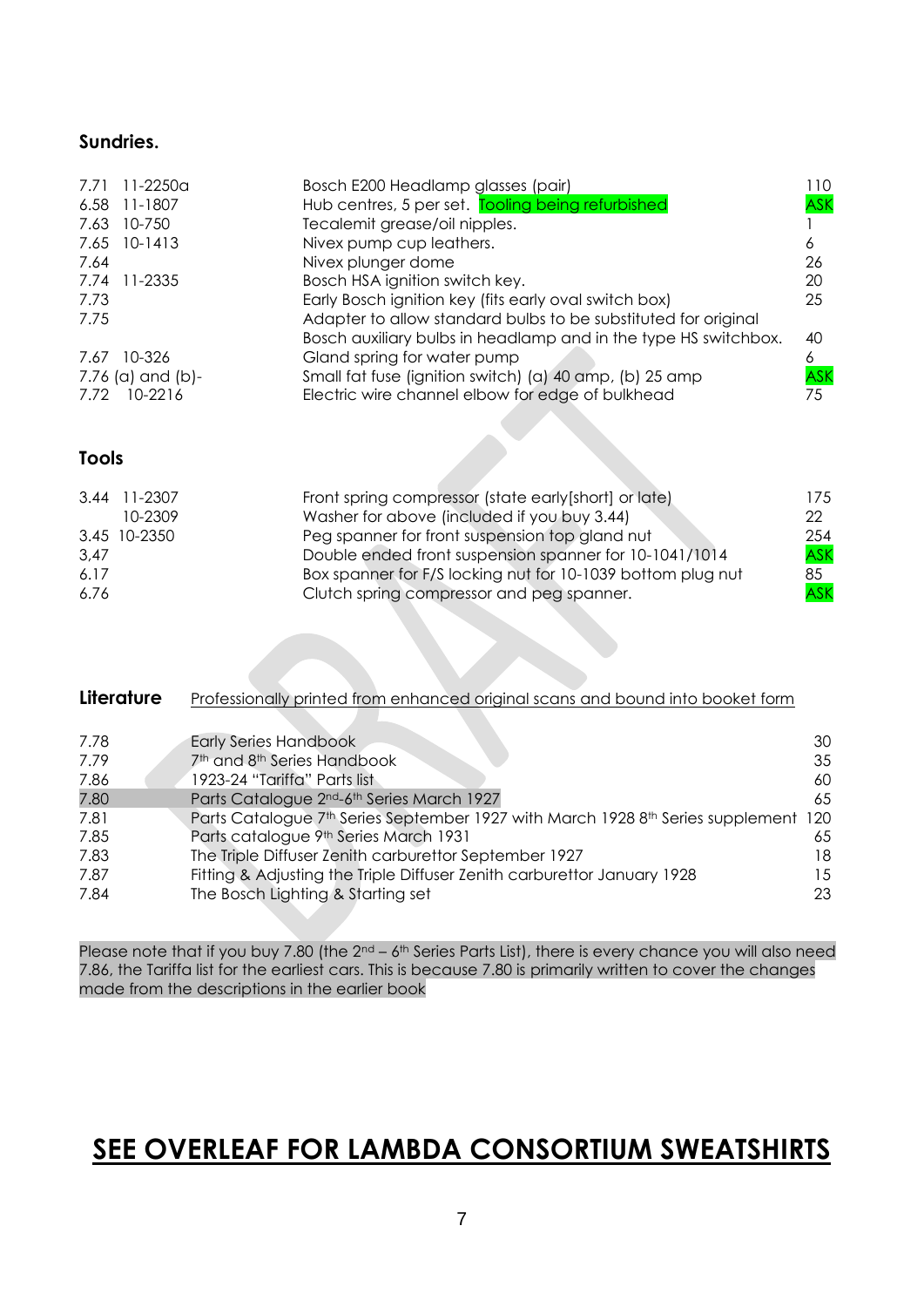## Sundries.

| | | | |
|---|---|---|---|
| 7.71 | 11-2250a | Bosch E200 Headlamp glasses (pair) | 110 |
| 6.58 | 11-1807 | Hub centres, 5 per set. Tooling being refurbished | ASK |
| 7.63 | 10-750 | Tecalemit grease/oil nipples. | 1 |
| 7.65 | 10-1413 | Nivex pump cup leathers. | 6 |
| 7.64 | | Nivex plunger dome | 26 |
| 7.74 | 11-2335 | Bosch HSA ignition switch key. | 20 |
| 7.73 | | Early Bosch ignition key (fits early oval switch box) | 25 |
| 7.75 | | Adapter to allow standard bulbs to be substituted for original Bosch auxiliary bulbs in headlamp and in the type HS switchbox. | 40 |
| 7.67 | 10-326 | Gland spring for water pump | 6 |
| 7.76 (a) and (b)- | | Small fat fuse (ignition switch) (a) 40 amp, (b) 25 amp | ASK |
| 7.72 | 10-2216 | Electric wire channel elbow for edge of bulkhead | 75 |

## Tools

| | | | |
|---|---|---|---|
| 3.44 | 11-2307 | Front spring compressor (state early[short] or late) | 175 |
| | 10-2309 | Washer for above (included if you buy 3.44) | 22 |
| 3.45 | 10-2350 | Peg spanner for front suspension top gland nut | 254 |
| 3,47 | | Double ended front suspension spanner for 10-1041/1014 | ASK |
| 6.17 | | Box spanner for F/S locking nut for 10-1039 bottom plug nut | 85 |
| 6.76 | | Clutch spring compressor and peg spanner. | ASK |

## Literature

Professionally printed from enhanced original scans and bound into booket form

| | | |
|---|---|---|
| 7.78 | Early Series Handbook | 30 |
| 7.79 | 7th and 8th Series Handbook | 35 |
| 7.86 | 1923-24 "Tariffa" Parts list | 60 |
| 7.80 | Parts Catalogue 2nd-6th Series March 1927 | 65 |
| 7.81 | Parts Catalogue 7th Series September 1927 with March 1928 8th Series supplement | 120 |
| 7.85 | Parts catalogue 9th Series March 1931 | 65 |
| 7.83 | The Triple Diffuser Zenith carburettor September 1927 | 18 |
| 7.87 | Fitting & Adjusting the Triple Diffuser Zenith carburettor January 1928 | 15 |
| 7.84 | The Bosch Lighting & Starting set | 23 |

Please note that if you buy 7.80 (the 2nd – 6th Series Parts List), there is every chance you will also need 7.86, the Tariffa list for the earliest cars. This is because 7.80 is primarily written to cover the changes made from the descriptions in the earlier book

## SEE OVERLEAF FOR LAMBDA CONSORTIUM SWEATSHIRTS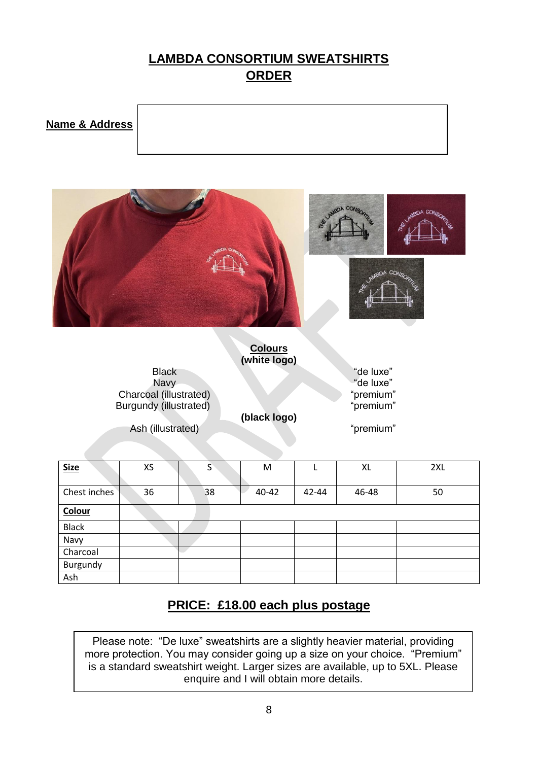# LAMBDA CONSORTIUM SWEATSHIRTS ORDER

**Name & Address**

## Colours

**(white logo)**

| | |
|---|---|
| Black | "de luxe" |
| Navy | "de luxe" |
| Charcoal (illustrated) | "premium" |
| Burgundy (illustrated) | "premium" |

**(black logo)**

| | |
|---|---|
| Ash (illustrated) | "premium" |

| **Size** | XS | S | M | L | XL | 2XL |
|---|---|---|---|---|---|---|
| Chest inches | 36 | 38 | 40-42 | 42-44 | 46-48 | 50 |
| **Colour** | | | | | | |
| Black | | | | | | |
| Navy | | | | | | |
| Charcoal | | | | | | |
| Burgundy | | | | | | |
| Ash | | | | | | |

## PRICE: £18.00 each plus postage

Please note: "De luxe" sweatshirts are a slightly heavier material, providing more protection. You may consider going up a size on your choice. "Premium" is a standard sweatshirt weight. Larger sizes are available, up to 5XL. Please enquire and I will obtain more details.